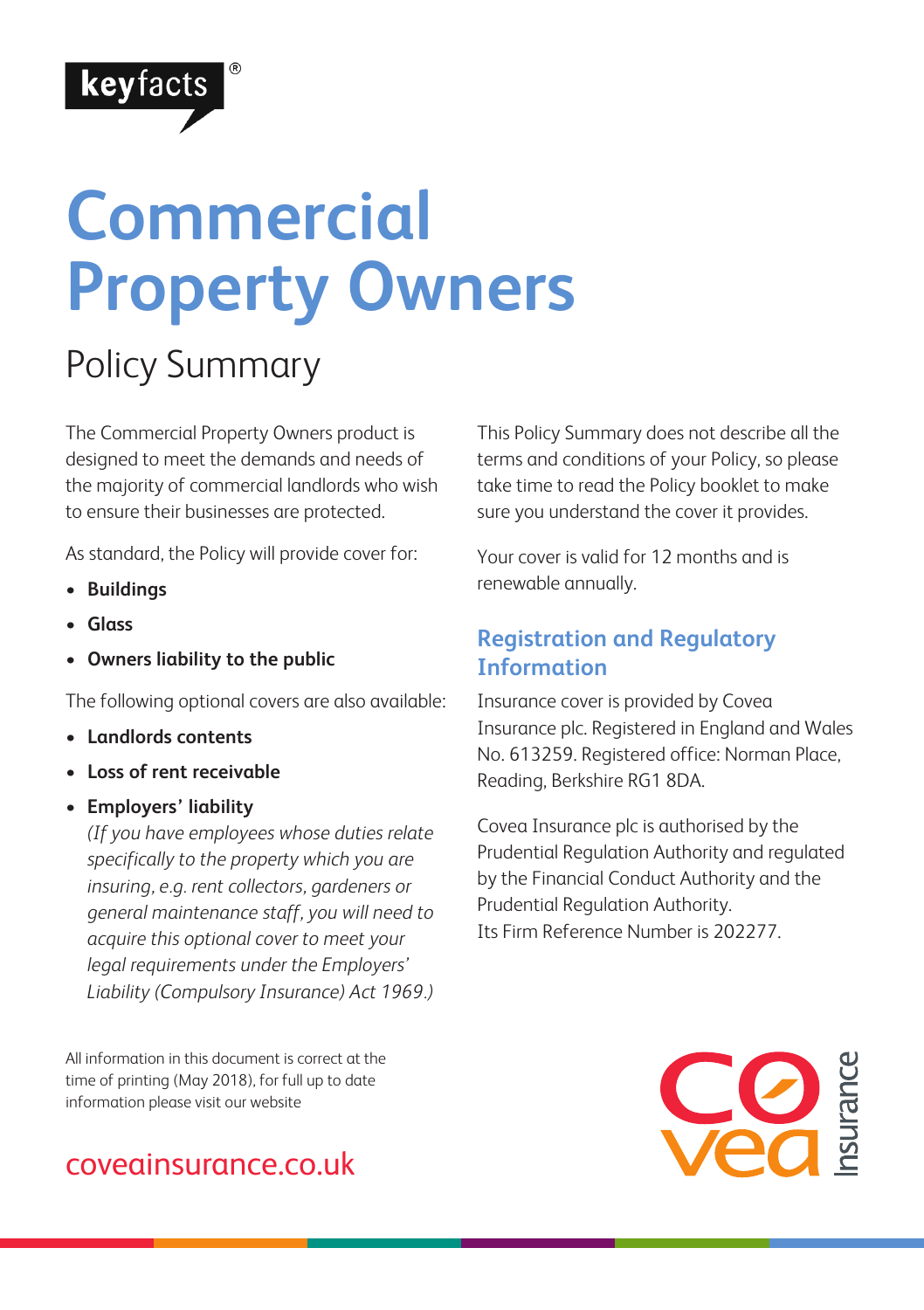keyfacts®

# Commercial Property Owners

## Policy Summary

The Commercial Property Owners product is designed to meet the demands and needs of the majority of commercial landlords who wish to ensure their businesses are protected.

As standard, the Policy will provide cover for:

- **Buildings**
- **Glass**
- **Owners liability to the public**

The following optional covers are also available:

- **Landlords contents**
- **Loss of rent receivable**
- **Employers' liability**
  *(If you have employees whose duties relate specifically to the property which you are insuring, e.g. rent collectors, gardeners or general maintenance staff, you will need to acquire this optional cover to meet your legal requirements under the Employers' Liability (Compulsory Insurance) Act 1969.)*

This Policy Summary does not describe all the terms and conditions of your Policy, so please take time to read the Policy booklet to make sure you understand the cover it provides.

Your cover is valid for 12 months and is renewable annually.

### Registration and Regulatory Information

Insurance cover is provided by Covea Insurance plc. Registered in England and Wales No. 613259. Registered office: Norman Place, Reading, Berkshire RG1 8DA.

Covea Insurance plc is authorised by the Prudential Regulation Authority and regulated by the Financial Conduct Authority and the Prudential Regulation Authority.
Its Firm Reference Number is 202277.

All information in this document is correct at the time of printing (May 2018), for full up to date information please visit our website

coveainsurance.co.uk

covea Insurance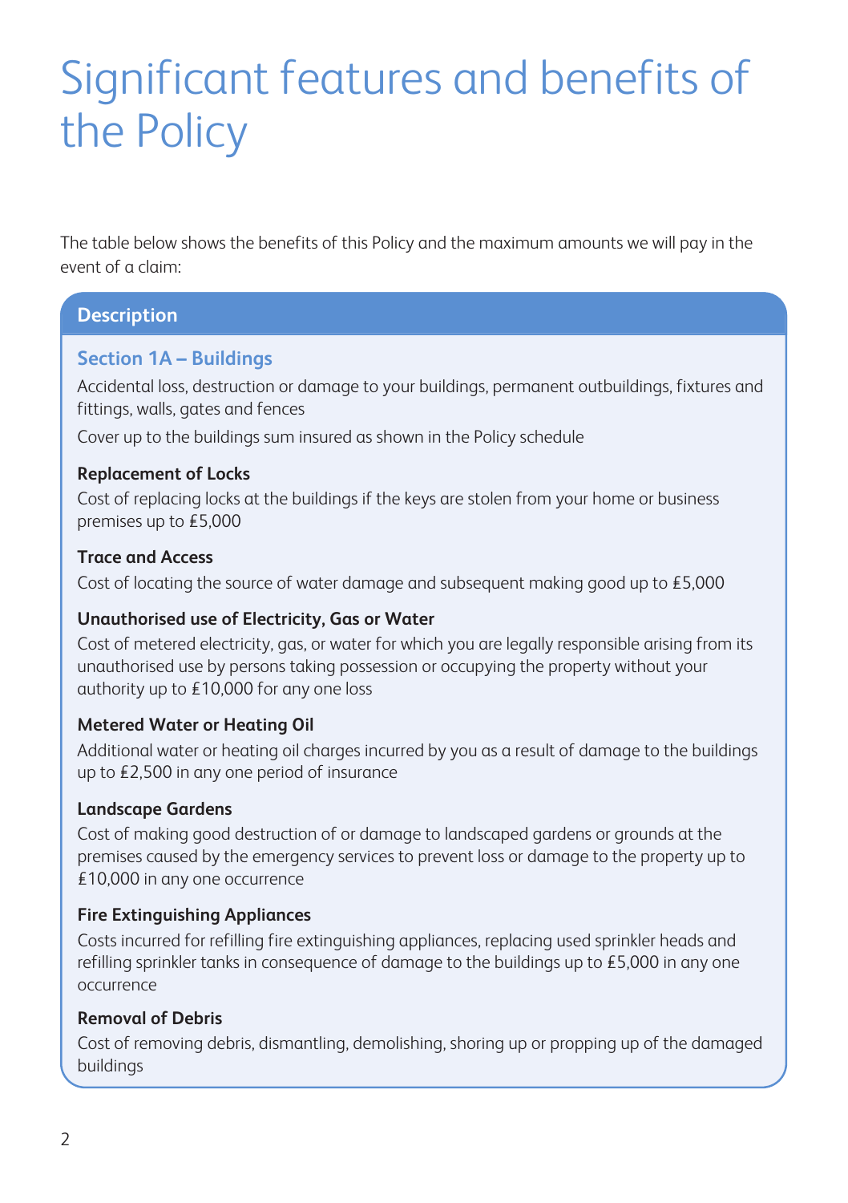# Significant features and benefits of the Policy

The table below shows the benefits of this Policy and the maximum amounts we will pay in the event of a claim:

| Description |
| --- |
| **Section 1A – Buildings**<br>Accidental loss, destruction or damage to your buildings, permanent outbuildings, fixtures and fittings, walls, gates and fences<br>Cover up to the buildings sum insured as shown in the Policy schedule |
| **Replacement of Locks**<br>Cost of replacing locks at the buildings if the keys are stolen from your home or business premises up to £5,000 |
| **Trace and Access**<br>Cost of locating the source of water damage and subsequent making good up to £5,000 |
| **Unauthorised use of Electricity, Gas or Water**<br>Cost of metered electricity, gas, or water for which you are legally responsible arising from its unauthorised use by persons taking possession or occupying the property without your authority up to £10,000 for any one loss |
| **Metered Water or Heating Oil**<br>Additional water or heating oil charges incurred by you as a result of damage to the buildings up to £2,500 in any one period of insurance |
| **Landscape Gardens**<br>Cost of making good destruction of or damage to landscaped gardens or grounds at the premises caused by the emergency services to prevent loss or damage to the property up to £10,000 in any one occurrence |
| **Fire Extinguishing Appliances**<br>Costs incurred for refilling fire extinguishing appliances, replacing used sprinkler heads and refilling sprinkler tanks in consequence of damage to the buildings up to £5,000 in any one occurrence |
| **Removal of Debris**<br>Cost of removing debris, dismantling, demolishing, shoring up or propping up of the damaged buildings |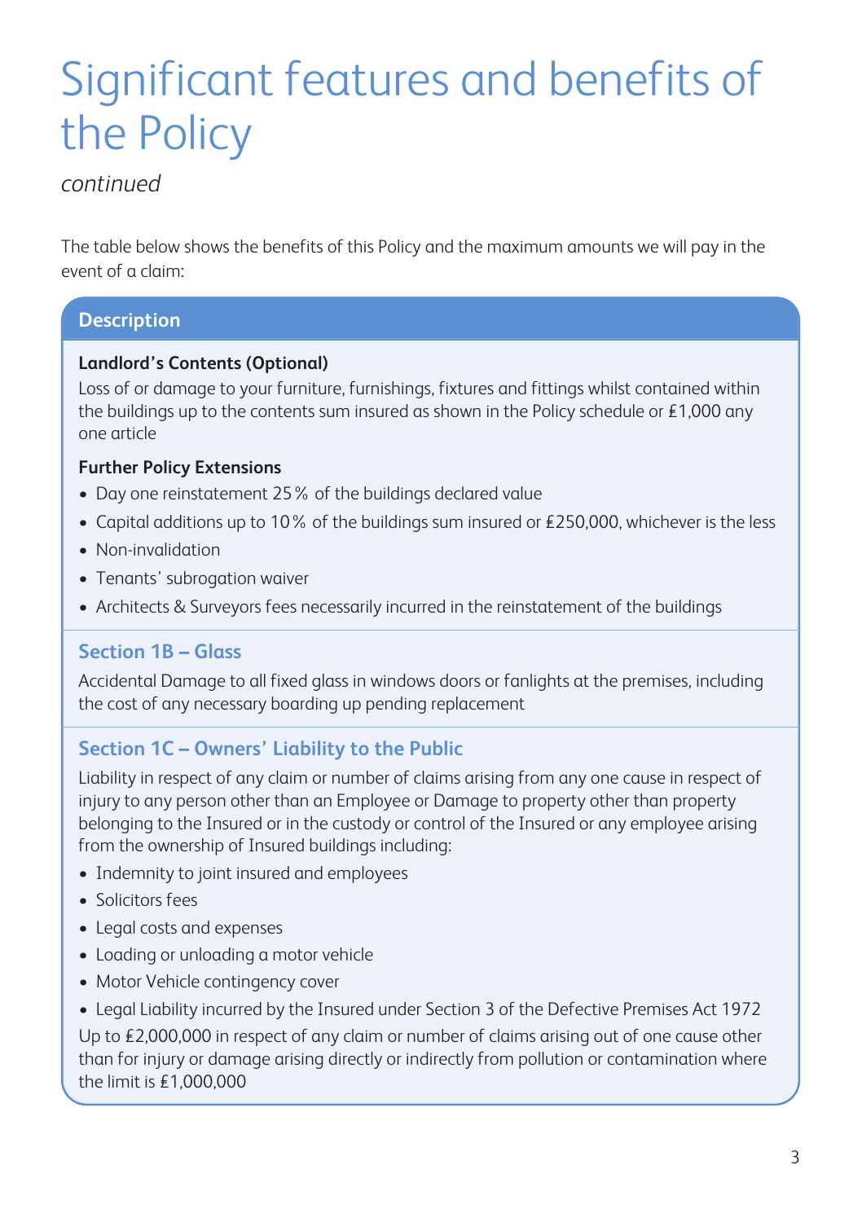# Significant features and benefits of the Policy

*continued*

The table below shows the benefits of this Policy and the maximum amounts we will pay in the event of a claim:

## Description

**Landlord's Contents (Optional)**

Loss of or damage to your furniture, furnishings, fixtures and fittings whilst contained within the buildings up to the contents sum insured as shown in the Policy schedule or £1,000 any one article

**Further Policy Extensions**

- Day one reinstatement 25% of the buildings declared value
- Capital additions up to 10% of the buildings sum insured or £250,000, whichever is the less
- Non-invalidation
- Tenants' subrogation waiver
- Architects & Surveyors fees necessarily incurred in the reinstatement of the buildings

### Section 1B – Glass

Accidental Damage to all fixed glass in windows doors or fanlights at the premises, including the cost of any necessary boarding up pending replacement

### Section 1C – Owners' Liability to the Public

Liability in respect of any claim or number of claims arising from any one cause in respect of injury to any person other than an Employee or Damage to property other than property belonging to the Insured or in the custody or control of the Insured or any employee arising from the ownership of Insured buildings including:

- Indemnity to joint insured and employees
- Solicitors fees
- Legal costs and expenses
- Loading or unloading a motor vehicle
- Motor Vehicle contingency cover
- Legal Liability incurred by the Insured under Section 3 of the Defective Premises Act 1972

Up to £2,000,000 in respect of any claim or number of claims arising out of one cause other than for injury or damage arising directly or indirectly from pollution or contamination where the limit is £1,000,000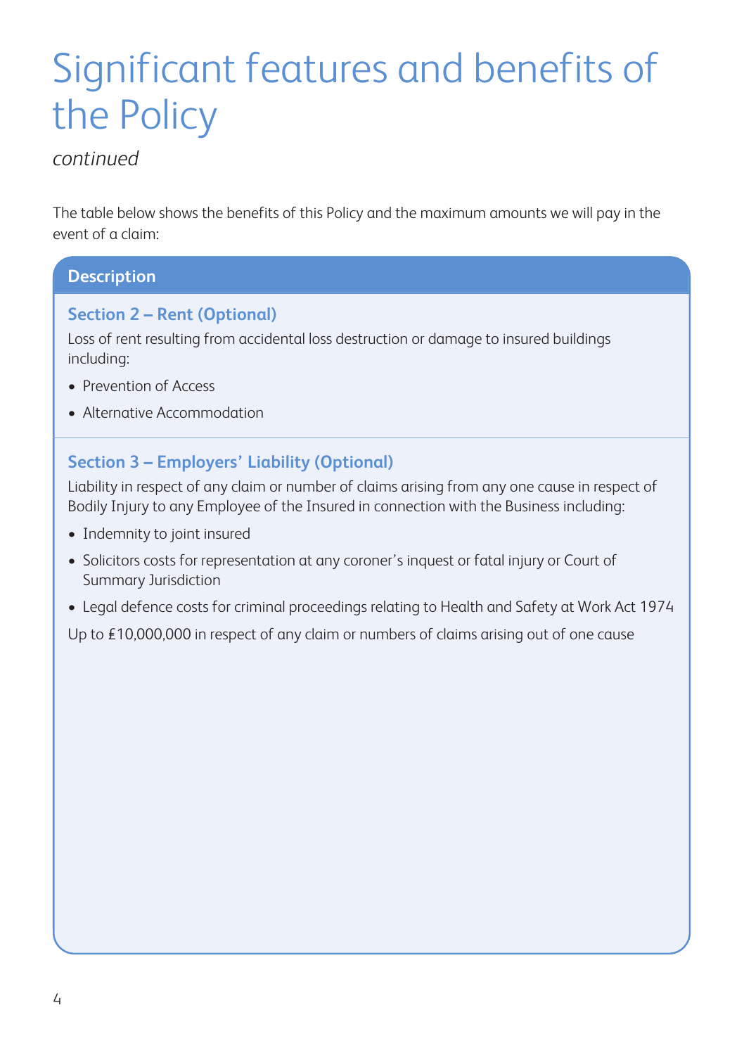# Significant features and benefits of the Policy

*continued*

The table below shows the benefits of this Policy and the maximum amounts we will pay in the event of a claim:

**Description**

### Section 2 – Rent (Optional)

Loss of rent resulting from accidental loss destruction or damage to insured buildings including:

- Prevention of Access
- Alternative Accommodation

### Section 3 – Employers' Liability (Optional)

Liability in respect of any claim or number of claims arising from any one cause in respect of Bodily Injury to any Employee of the Insured in connection with the Business including:

- Indemnity to joint insured
- Solicitors costs for representation at any coroner's inquest or fatal injury or Court of Summary Jurisdiction
- Legal defence costs for criminal proceedings relating to Health and Safety at Work Act 1974

Up to £10,000,000 in respect of any claim or numbers of claims arising out of one cause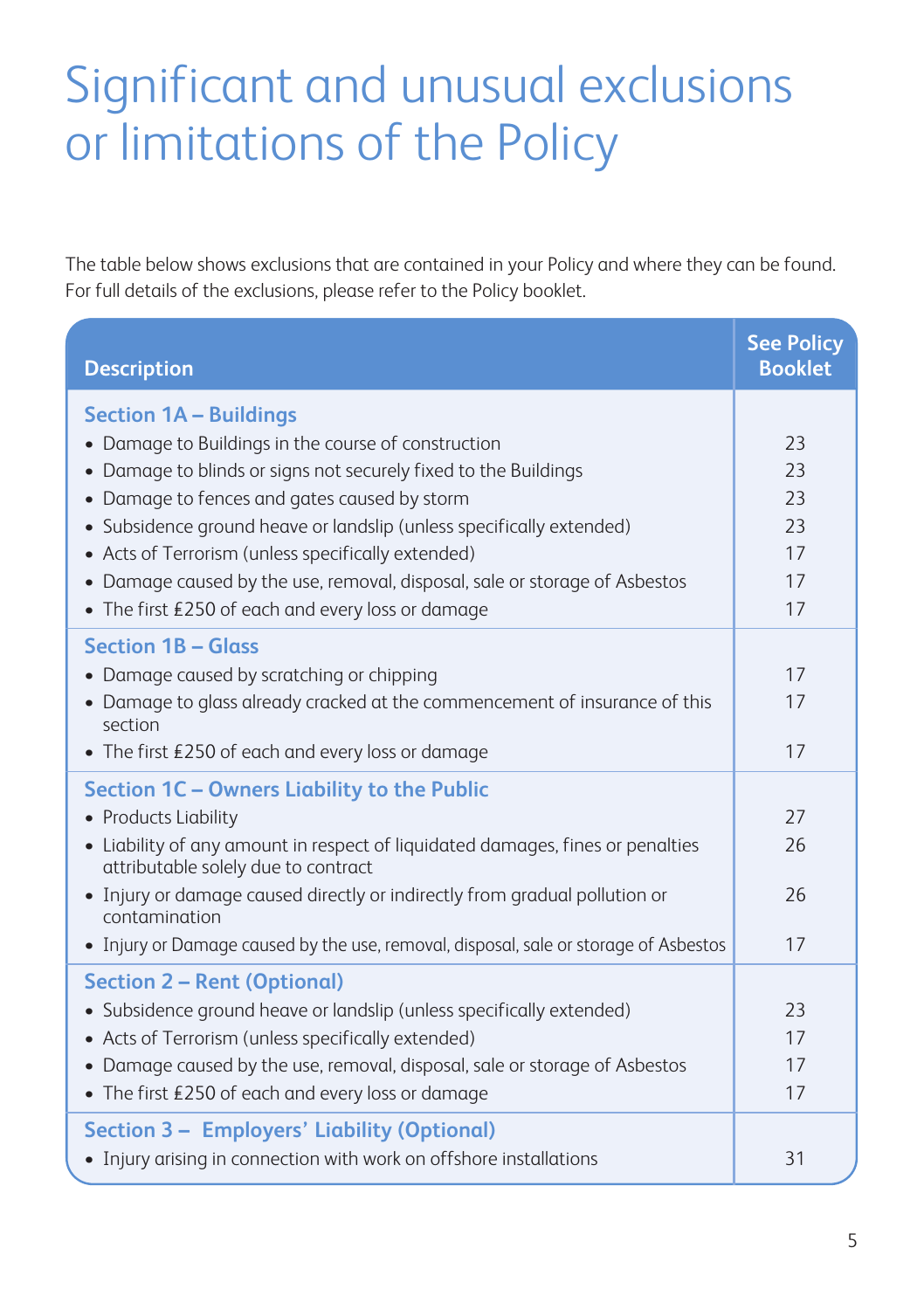# Significant and unusual exclusions or limitations of the Policy

The table below shows exclusions that are contained in your Policy and where they can be found. For full details of the exclusions, please refer to the Policy booklet.

| Description | See Policy Booklet |
|---|---|
| **Section 1A – Buildings** | |
| • Damage to Buildings in the course of construction | 23 |
| • Damage to blinds or signs not securely fixed to the Buildings | 23 |
| • Damage to fences and gates caused by storm | 23 |
| • Subsidence ground heave or landslip (unless specifically extended) | 23 |
| • Acts of Terrorism (unless specifically extended) | 17 |
| • Damage caused by the use, removal, disposal, sale or storage of Asbestos | 17 |
| • The first £250 of each and every loss or damage | 17 |
| **Section 1B – Glass** | |
| • Damage caused by scratching or chipping | 17 |
| • Damage to glass already cracked at the commencement of insurance of this section | 17 |
| • The first £250 of each and every loss or damage | 17 |
| **Section 1C – Owners Liability to the Public** | |
| • Products Liability | 27 |
| • Liability of any amount in respect of liquidated damages, fines or penalties attributable solely due to contract | 26 |
| • Injury or damage caused directly or indirectly from gradual pollution or contamination | 26 |
| • Injury or Damage caused by the use, removal, disposal, sale or storage of Asbestos | 17 |
| **Section 2 – Rent (Optional)** | |
| • Subsidence ground heave or landslip (unless specifically extended) | 23 |
| • Acts of Terrorism (unless specifically extended) | 17 |
| • Damage caused by the use, removal, disposal, sale or storage of Asbestos | 17 |
| • The first £250 of each and every loss or damage | 17 |
| **Section 3 – Employers' Liability (Optional)** | |
| • Injury arising in connection with work on offshore installations | 31 |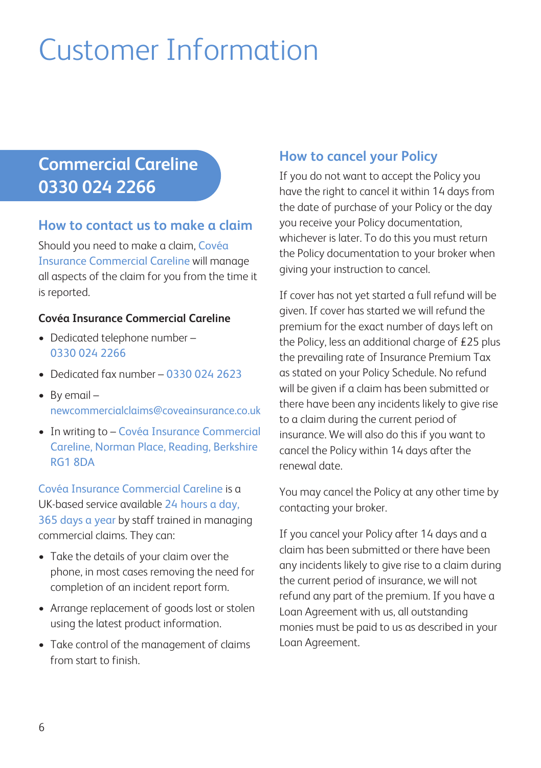# Customer Information

## Commercial Careline 0330 024 2266

### How to contact us to make a claim

Should you need to make a claim, Covéa Insurance Commercial Careline will manage all aspects of the claim for you from the time it is reported.

**Covéa Insurance Commercial Careline**

- Dedicated telephone number – 0330 024 2266
- Dedicated fax number – 0330 024 2623
- By email – newcommercialclaims@coveainsurance.co.uk
- In writing to – Covéa Insurance Commercial Careline, Norman Place, Reading, Berkshire RG1 8DA

Covéa Insurance Commercial Careline is a UK-based service available 24 hours a day, 365 days a year by staff trained in managing commercial claims. They can:

- Take the details of your claim over the phone, in most cases removing the need for completion of an incident report form.
- Arrange replacement of goods lost or stolen using the latest product information.
- Take control of the management of claims from start to finish.

### How to cancel your Policy

If you do not want to accept the Policy you have the right to cancel it within 14 days from the date of purchase of your Policy or the day you receive your Policy documentation, whichever is later. To do this you must return the Policy documentation to your broker when giving your instruction to cancel.

If cover has not yet started a full refund will be given. If cover has started we will refund the premium for the exact number of days left on the Policy, less an additional charge of £25 plus the prevailing rate of Insurance Premium Tax as stated on your Policy Schedule. No refund will be given if a claim has been submitted or there have been any incidents likely to give rise to a claim during the current period of insurance. We will also do this if you want to cancel the Policy within 14 days after the renewal date.

You may cancel the Policy at any other time by contacting your broker.

If you cancel your Policy after 14 days and a claim has been submitted or there have been any incidents likely to give rise to a claim during the current period of insurance, we will not refund any part of the premium. If you have a Loan Agreement with us, all outstanding monies must be paid to us as described in your Loan Agreement.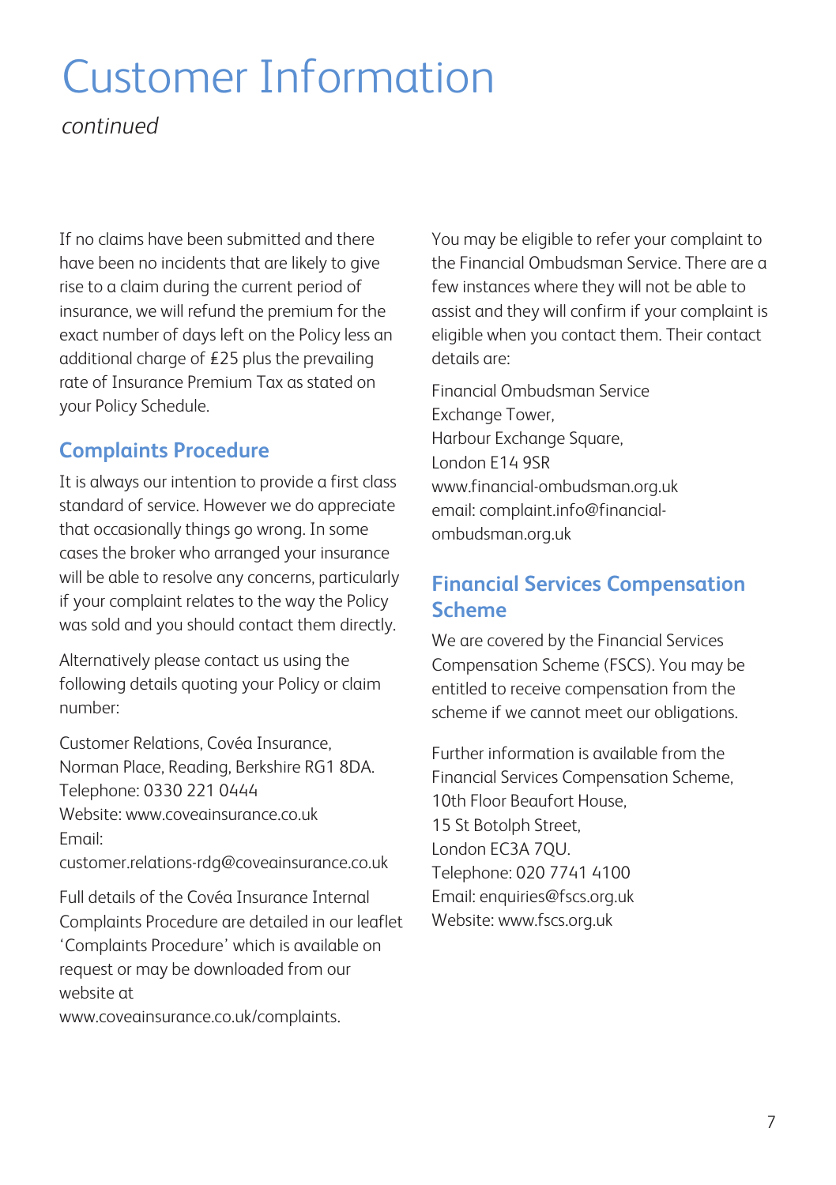# Customer Information

*continued*

If no claims have been submitted and there have been no incidents that are likely to give rise to a claim during the current period of insurance, we will refund the premium for the exact number of days left on the Policy less an additional charge of £25 plus the prevailing rate of Insurance Premium Tax as stated on your Policy Schedule.

## Complaints Procedure

It is always our intention to provide a first class standard of service. However we do appreciate that occasionally things go wrong. In some cases the broker who arranged your insurance will be able to resolve any concerns, particularly if your complaint relates to the way the Policy was sold and you should contact them directly.

Alternatively please contact us using the following details quoting your Policy or claim number:

Customer Relations, Covéa Insurance,
Norman Place, Reading, Berkshire RG1 8DA.
Telephone: 0330 221 0444
Website: www.coveainsurance.co.uk
Email:
customer.relations-rdg@coveainsurance.co.uk

Full details of the Covéa Insurance Internal Complaints Procedure are detailed in our leaflet 'Complaints Procedure' which is available on request or may be downloaded from our website at
www.coveainsurance.co.uk/complaints.

You may be eligible to refer your complaint to the Financial Ombudsman Service. There are a few instances where they will not be able to assist and they will confirm if your complaint is eligible when you contact them. Their contact details are:

Financial Ombudsman Service
Exchange Tower,
Harbour Exchange Square,
London E14 9SR
www.financial-ombudsman.org.uk
email: complaint.info@financial-ombudsman.org.uk

## Financial Services Compensation Scheme

We are covered by the Financial Services Compensation Scheme (FSCS). You may be entitled to receive compensation from the scheme if we cannot meet our obligations.

Further information is available from the Financial Services Compensation Scheme,
10th Floor Beaufort House,
15 St Botolph Street,
London EC3A 7QU.
Telephone: 020 7741 4100
Email: enquiries@fscs.org.uk
Website: www.fscs.org.uk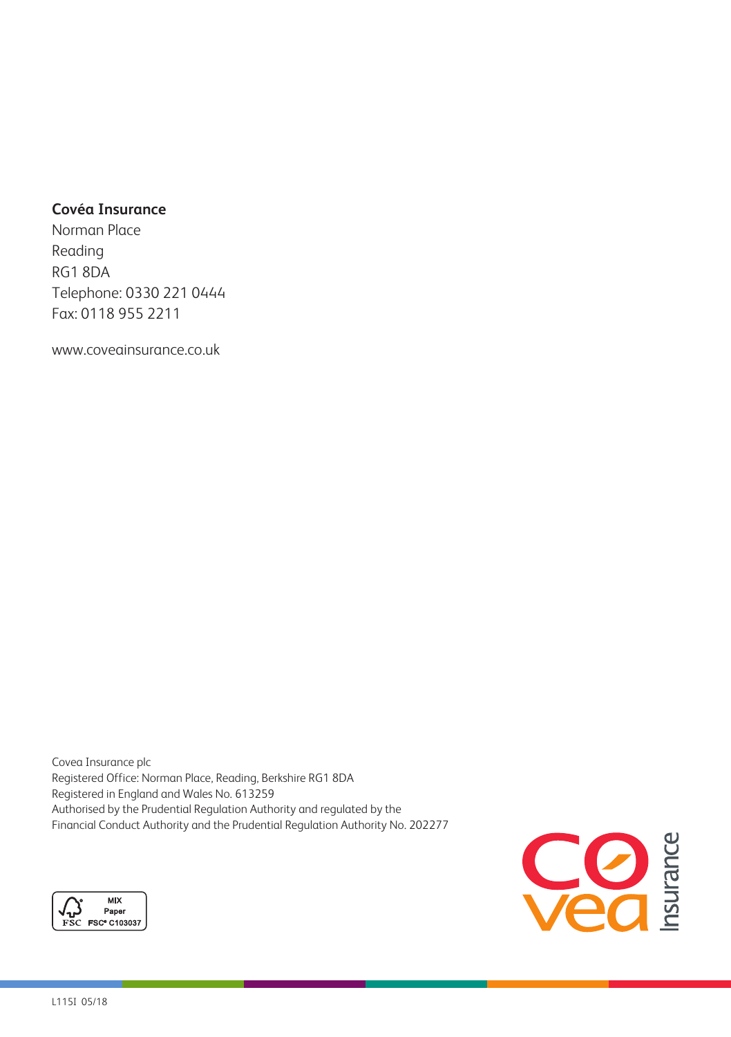**Covéa Insurance**
Norman Place
Reading
RG1 8DA
Telephone: 0330 221 0444
Fax: 0118 955 2211

www.coveainsurance.co.uk

Covea Insurance plc
Registered Office: Norman Place, Reading, Berkshire RG1 8DA
Registered in England and Wales No. 613259
Authorised by the Prudential Regulation Authority and regulated by the
Financial Conduct Authority and the Prudential Regulation Authority No. 202277

MIX
Paper
FSC FSC® C103037

covea Insurance

L115I 05/18